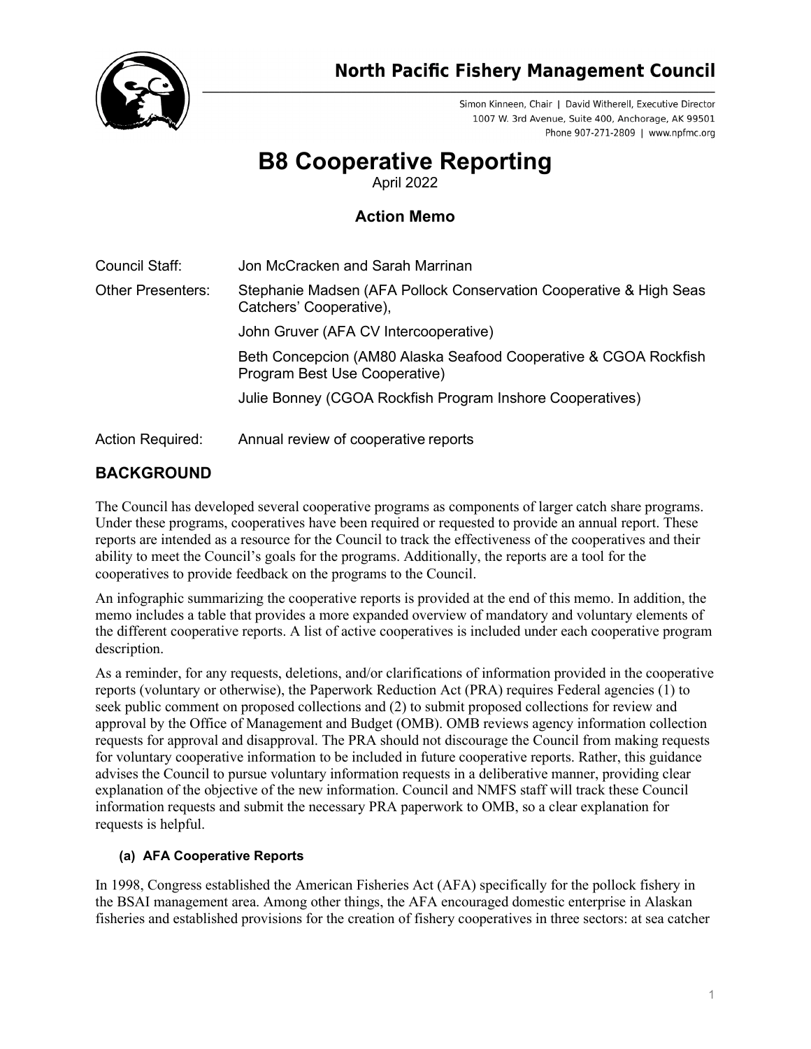# North Pacific Fishery Management Council

Simon Kinneen, Chair | David Witherell, Executive Director
1007 W. 3rd Avenue, Suite 400, Anchorage, AK 99501
Phone 907-271-2809 | www.npfmc.org

# B8 Cooperative Reporting

April 2022

## Action Memo

| | |
|---|---|
| Council Staff: | Jon McCracken and Sarah Marrinan |
| Other Presenters: | Stephanie Madsen (AFA Pollock Conservation Cooperative & High Seas Catchers' Cooperative), |
| | John Gruver (AFA CV Intercooperative) |
| | Beth Concepcion (AM80 Alaska Seafood Cooperative & CGOA Rockfish Program Best Use Cooperative) |
| | Julie Bonney (CGOA Rockfish Program Inshore Cooperatives) |
| Action Required: | Annual review of cooperative reports |

## BACKGROUND

The Council has developed several cooperative programs as components of larger catch share programs. Under these programs, cooperatives have been required or requested to provide an annual report. These reports are intended as a resource for the Council to track the effectiveness of the cooperatives and their ability to meet the Council's goals for the programs. Additionally, the reports are a tool for the cooperatives to provide feedback on the programs to the Council.

An infographic summarizing the cooperative reports is provided at the end of this memo. In addition, the memo includes a table that provides a more expanded overview of mandatory and voluntary elements of the different cooperative reports. A list of active cooperatives is included under each cooperative program description.

As a reminder, for any requests, deletions, and/or clarifications of information provided in the cooperative reports (voluntary or otherwise), the Paperwork Reduction Act (PRA) requires Federal agencies (1) to seek public comment on proposed collections and (2) to submit proposed collections for review and approval by the Office of Management and Budget (OMB). OMB reviews agency information collection requests for approval and disapproval. The PRA should not discourage the Council from making requests for voluntary cooperative information to be included in future cooperative reports. Rather, this guidance advises the Council to pursue voluntary information requests in a deliberative manner, providing clear explanation of the objective of the new information. Council and NMFS staff will track these Council information requests and submit the necessary PRA paperwork to OMB, so a clear explanation for requests is helpful.

#### (a) AFA Cooperative Reports

In 1998, Congress established the American Fisheries Act (AFA) specifically for the pollock fishery in the BSAI management area. Among other things, the AFA encouraged domestic enterprise in Alaskan fisheries and established provisions for the creation of fishery cooperatives in three sectors: at sea catcher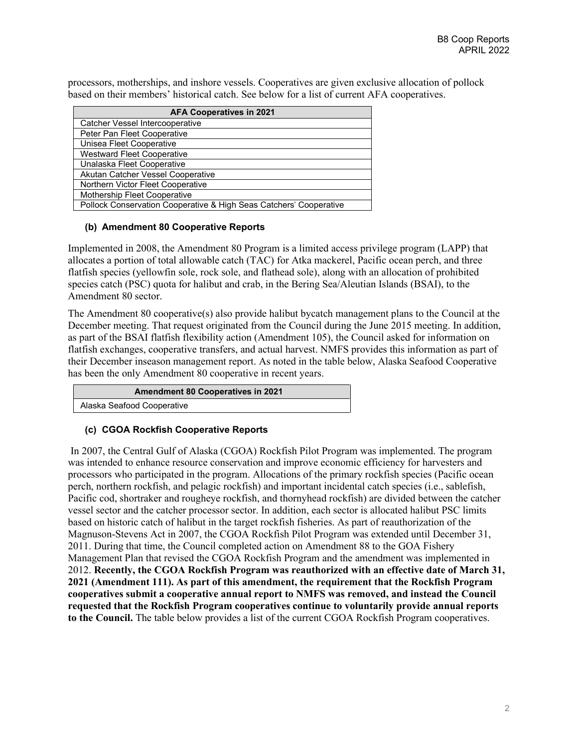processors, motherships, and inshore vessels. Cooperatives are given exclusive allocation of pollock based on their members' historical catch. See below for a list of current AFA cooperatives.

| AFA Cooperatives in 2021 |
| --- |
| Catcher Vessel Intercooperative |
| Peter Pan Fleet Cooperative |
| Unisea Fleet Cooperative |
| Westward Fleet Cooperative |
| Unalaska Fleet Cooperative |
| Akutan Catcher Vessel Cooperative |
| Northern Victor Fleet Cooperative |
| Mothership Fleet Cooperative |
| Pollock Conservation Cooperative & High Seas Catchers' Cooperative |

### (b) Amendment 80 Cooperative Reports

Implemented in 2008, the Amendment 80 Program is a limited access privilege program (LAPP) that allocates a portion of total allowable catch (TAC) for Atka mackerel, Pacific ocean perch, and three flatfish species (yellowfin sole, rock sole, and flathead sole), along with an allocation of prohibited species catch (PSC) quota for halibut and crab, in the Bering Sea/Aleutian Islands (BSAI), to the Amendment 80 sector.

The Amendment 80 cooperative(s) also provide halibut bycatch management plans to the Council at the December meeting. That request originated from the Council during the June 2015 meeting. In addition, as part of the BSAI flatfish flexibility action (Amendment 105), the Council asked for information on flatfish exchanges, cooperative transfers, and actual harvest. NMFS provides this information as part of their December inseason management report. As noted in the table below, Alaska Seafood Cooperative has been the only Amendment 80 cooperative in recent years.

| Amendment 80 Cooperatives in 2021 |
| --- |
| Alaska Seafood Cooperative |

### (c) CGOA Rockfish Cooperative Reports

In 2007, the Central Gulf of Alaska (CGOA) Rockfish Pilot Program was implemented. The program was intended to enhance resource conservation and improve economic efficiency for harvesters and processors who participated in the program. Allocations of the primary rockfish species (Pacific ocean perch, northern rockfish, and pelagic rockfish) and important incidental catch species (i.e., sablefish, Pacific cod, shortraker and rougheye rockfish, and thornyhead rockfish) are divided between the catcher vessel sector and the catcher processor sector. In addition, each sector is allocated halibut PSC limits based on historic catch of halibut in the target rockfish fisheries. As part of reauthorization of the Magnuson-Stevens Act in 2007, the CGOA Rockfish Pilot Program was extended until December 31, 2011. During that time, the Council completed action on Amendment 88 to the GOA Fishery Management Plan that revised the CGOA Rockfish Program and the amendment was implemented in 2012. **Recently, the CGOA Rockfish Program was reauthorized with an effective date of March 31, 2021 (Amendment 111). As part of this amendment, the requirement that the Rockfish Program cooperatives submit a cooperative annual report to NMFS was removed, and instead the Council requested that the Rockfish Program cooperatives continue to voluntarily provide annual reports to the Council.** The table below provides a list of the current CGOA Rockfish Program cooperatives.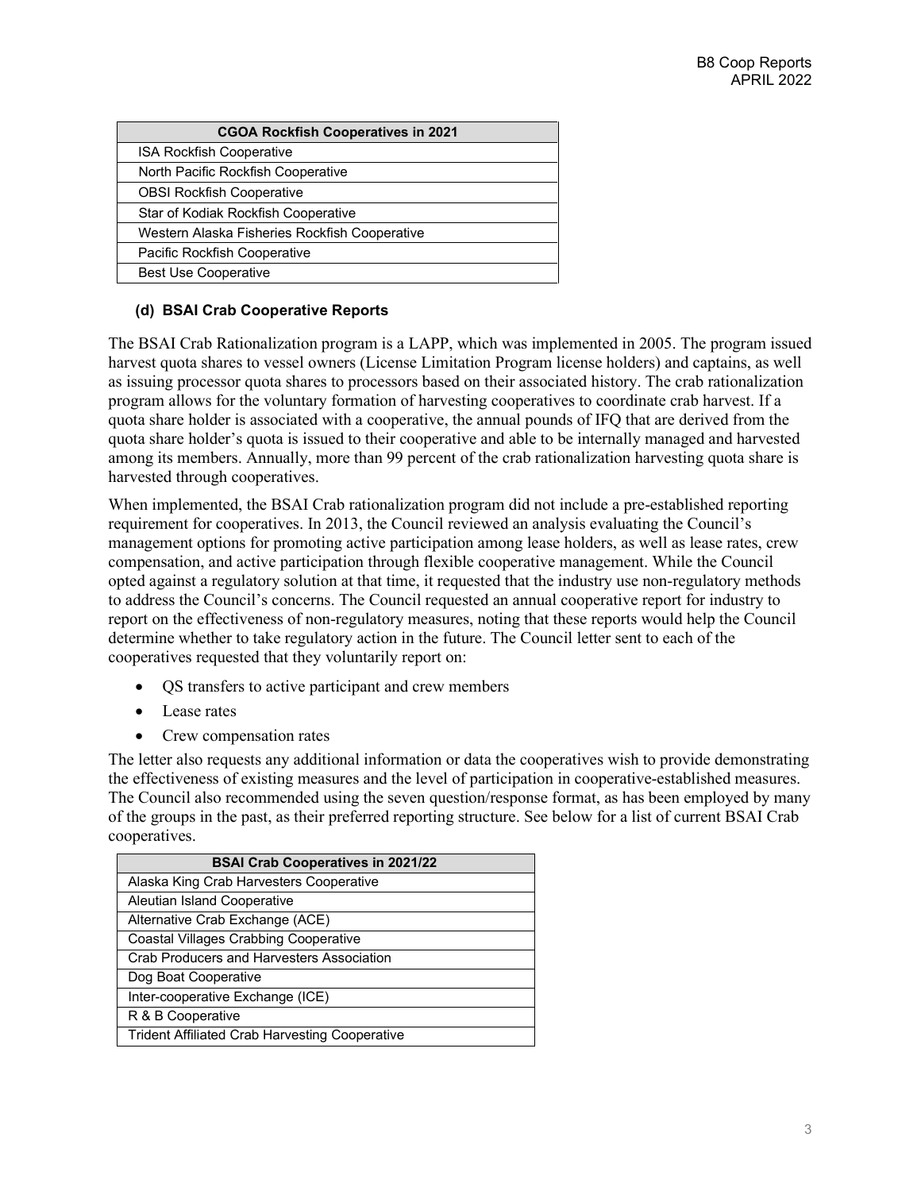| CGOA Rockfish Cooperatives in 2021 |
| --- |
| ISA Rockfish Cooperative |
| North Pacific Rockfish Cooperative |
| OBSI Rockfish Cooperative |
| Star of Kodiak Rockfish Cooperative |
| Western Alaska Fisheries Rockfish Cooperative |
| Pacific Rockfish Cooperative |
| Best Use Cooperative |

### (d) BSAI Crab Cooperative Reports

The BSAI Crab Rationalization program is a LAPP, which was implemented in 2005. The program issued harvest quota shares to vessel owners (License Limitation Program license holders) and captains, as well as issuing processor quota shares to processors based on their associated history. The crab rationalization program allows for the voluntary formation of harvesting cooperatives to coordinate crab harvest. If a quota share holder is associated with a cooperative, the annual pounds of IFQ that are derived from the quota share holder's quota is issued to their cooperative and able to be internally managed and harvested among its members. Annually, more than 99 percent of the crab rationalization harvesting quota share is harvested through cooperatives.

When implemented, the BSAI Crab rationalization program did not include a pre-established reporting requirement for cooperatives. In 2013, the Council reviewed an analysis evaluating the Council's management options for promoting active participation among lease holders, as well as lease rates, crew compensation, and active participation through flexible cooperative management. While the Council opted against a regulatory solution at that time, it requested that the industry use non-regulatory methods to address the Council's concerns. The Council requested an annual cooperative report for industry to report on the effectiveness of non-regulatory measures, noting that these reports would help the Council determine whether to take regulatory action in the future. The Council letter sent to each of the cooperatives requested that they voluntarily report on:

- QS transfers to active participant and crew members
- Lease rates
- Crew compensation rates

The letter also requests any additional information or data the cooperatives wish to provide demonstrating the effectiveness of existing measures and the level of participation in cooperative-established measures. The Council also recommended using the seven question/response format, as has been employed by many of the groups in the past, as their preferred reporting structure. See below for a list of current BSAI Crab cooperatives.

| BSAI Crab Cooperatives in 2021/22 |
| --- |
| Alaska King Crab Harvesters Cooperative |
| Aleutian Island Cooperative |
| Alternative Crab Exchange (ACE) |
| Coastal Villages Crabbing Cooperative |
| Crab Producers and Harvesters Association |
| Dog Boat Cooperative |
| Inter-cooperative Exchange (ICE) |
| R & B Cooperative |
| Trident Affiliated Crab Harvesting Cooperative |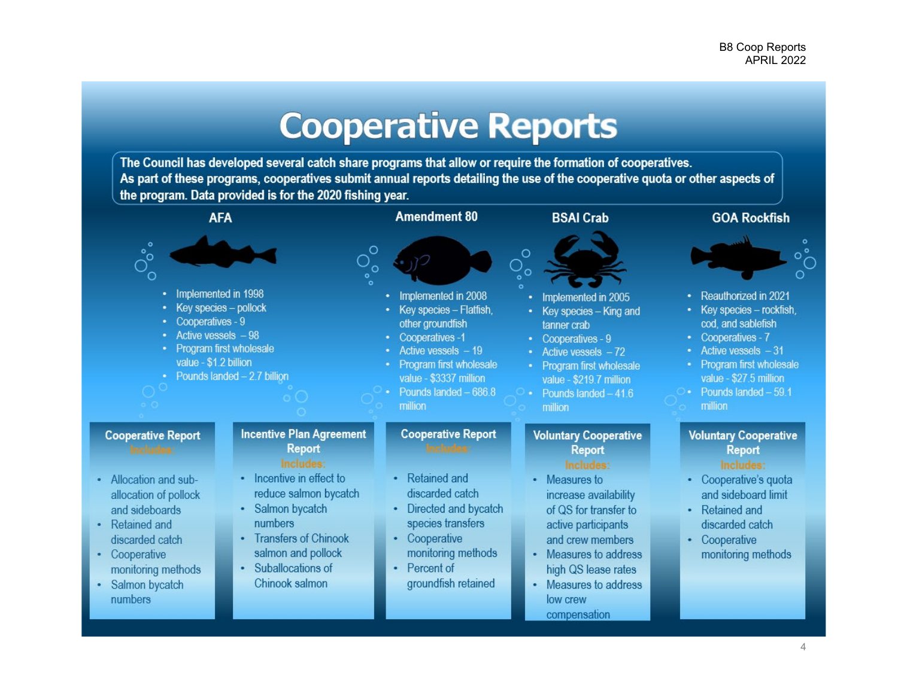# Cooperative Reports

The Council has developed several catch share programs that allow or require the formation of cooperatives. As part of these programs, cooperatives submit annual reports detailing the use of the cooperative quota or other aspects of the program. Data provided is for the 2020 fishing year.

## AFA

- Implemented in 1998
- Key species – pollock
- Cooperatives - 9
- Active vessels – 98
- Program first wholesale value - $1.2 billion
- Pounds landed – 2.7 billion

### Cooperative Report

**Includes:**

- Allocation and sub-allocation of pollock and sideboards
- Retained and discarded catch
- Cooperative monitoring methods
- Salmon bycatch numbers

### Incentive Plan Agreement Report

**Includes:**

- Incentive in effect to reduce salmon bycatch
- Salmon bycatch numbers
- Transfers of Chinook salmon and pollock
- Suballocations of Chinook salmon

## Amendment 80

- Implemented in 2008
- Key species – Flatfish, other groundfish
- Cooperatives -1
- Active vessels – 19
- Program first wholesale value - $3337 million
- Pounds landed – 686.8 million

### Cooperative Report

**Includes:**

- Retained and discarded catch
- Directed and bycatch species transfers
- Cooperative monitoring methods
- Percent of groundfish retained

## BSAI Crab

- Implemented in 2005
- Key species – King and tanner crab
- Cooperatives - 9
- Active vessels – 72
- Program first wholesale value - $219.7 million
- Pounds landed – 41.6 million

### Voluntary Cooperative Report

**Includes:**

- Measures to increase availability of QS for transfer to active participants and crew members
- Measures to address high QS lease rates
- Measures to address low crew compensation

## GOA Rockfish

- Reauthorized in 2021
- Key species – rockfish, cod, and sablefish
- Cooperatives - 7
- Active vessels – 31
- Program first wholesale value - $27.5 million
- Pounds landed – 59.1 million

### Voluntary Cooperative Report

**Includes:**

- Cooperative's quota and sideboard limit
- Retained and discarded catch
- Cooperative monitoring methods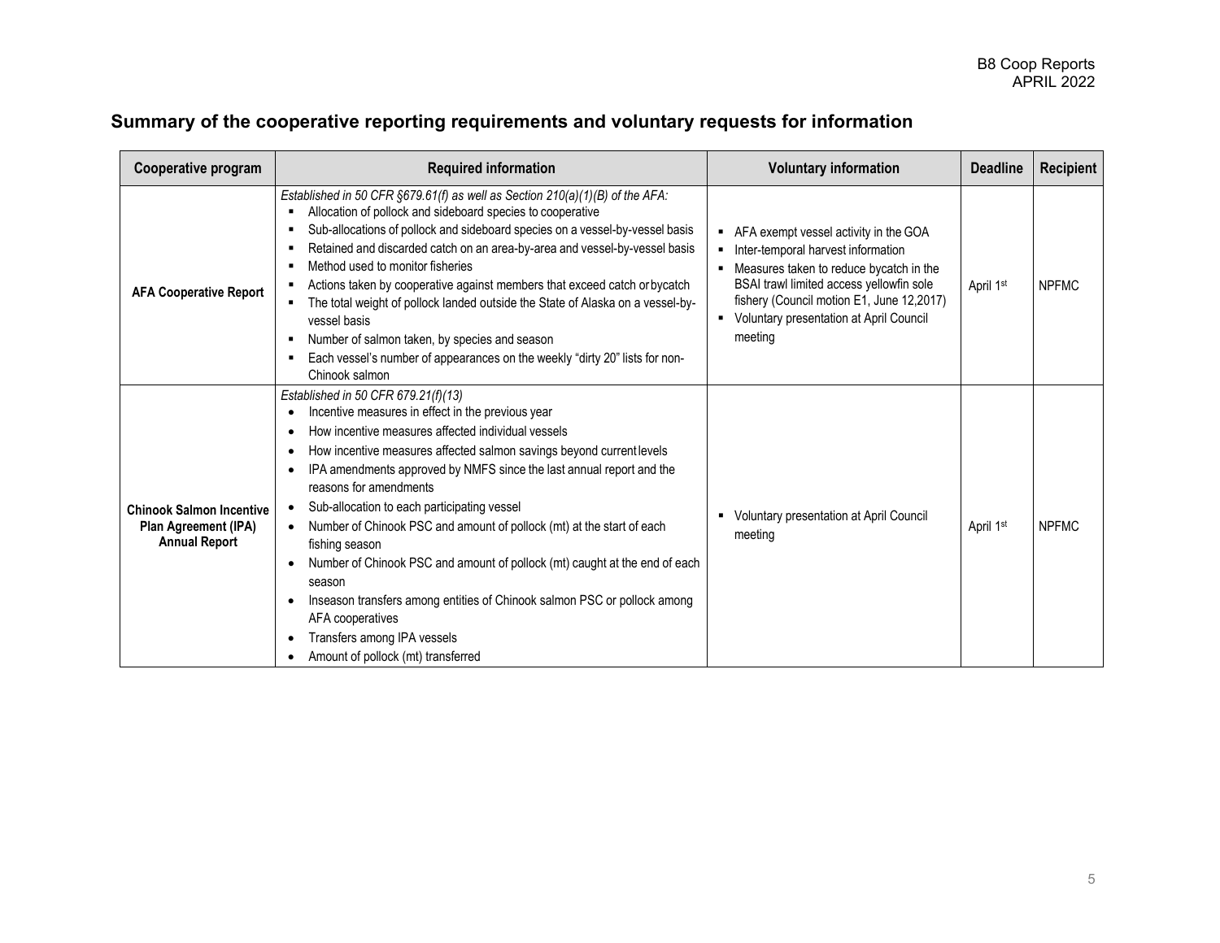## Summary of the cooperative reporting requirements and voluntary requests for information

| Cooperative program | Required information | Voluntary information | Deadline | Recipient |
|---|---|---|---|---|
| **AFA Cooperative Report** | *Established in 50 CFR §679.61(f) as well as Section 210(a)(1)(B) of the AFA:*<br>▪ Allocation of pollock and sideboard species to cooperative<br>▪ Sub-allocations of pollock and sideboard species on a vessel-by-vessel basis<br>▪ Retained and discarded catch on an area-by-area and vessel-by-vessel basis<br>▪ Method used to monitor fisheries<br>▪ Actions taken by cooperative against members that exceed catch or bycatch<br>▪ The total weight of pollock landed outside the State of Alaska on a vessel-by-vessel basis<br>▪ Number of salmon taken, by species and season<br>▪ Each vessel's number of appearances on the weekly "dirty 20" lists for non-Chinook salmon | ▪ AFA exempt vessel activity in the GOA<br>▪ Inter-temporal harvest information<br>▪ Measures taken to reduce bycatch in the BSAI trawl limited access yellowfin sole fishery (Council motion E1, June 12,2017)<br>▪ Voluntary presentation at April Council meeting | April 1st | NPFMC |
| **Chinook Salmon Incentive Plan Agreement (IPA) Annual Report** | *Established in 50 CFR 679.21(f)(13)*<br>• Incentive measures in effect in the previous year<br>• How incentive measures affected individual vessels<br>• How incentive measures affected salmon savings beyond current levels<br>• IPA amendments approved by NMFS since the last annual report and the reasons for amendments<br>• Sub-allocation to each participating vessel<br>• Number of Chinook PSC and amount of pollock (mt) at the start of each fishing season<br>• Number of Chinook PSC and amount of pollock (mt) caught at the end of each season<br>• Inseason transfers among entities of Chinook salmon PSC or pollock among AFA cooperatives<br>• Transfers among IPA vessels<br>• Amount of pollock (mt) transferred | ▪ Voluntary presentation at April Council meeting | April 1st | NPFMC |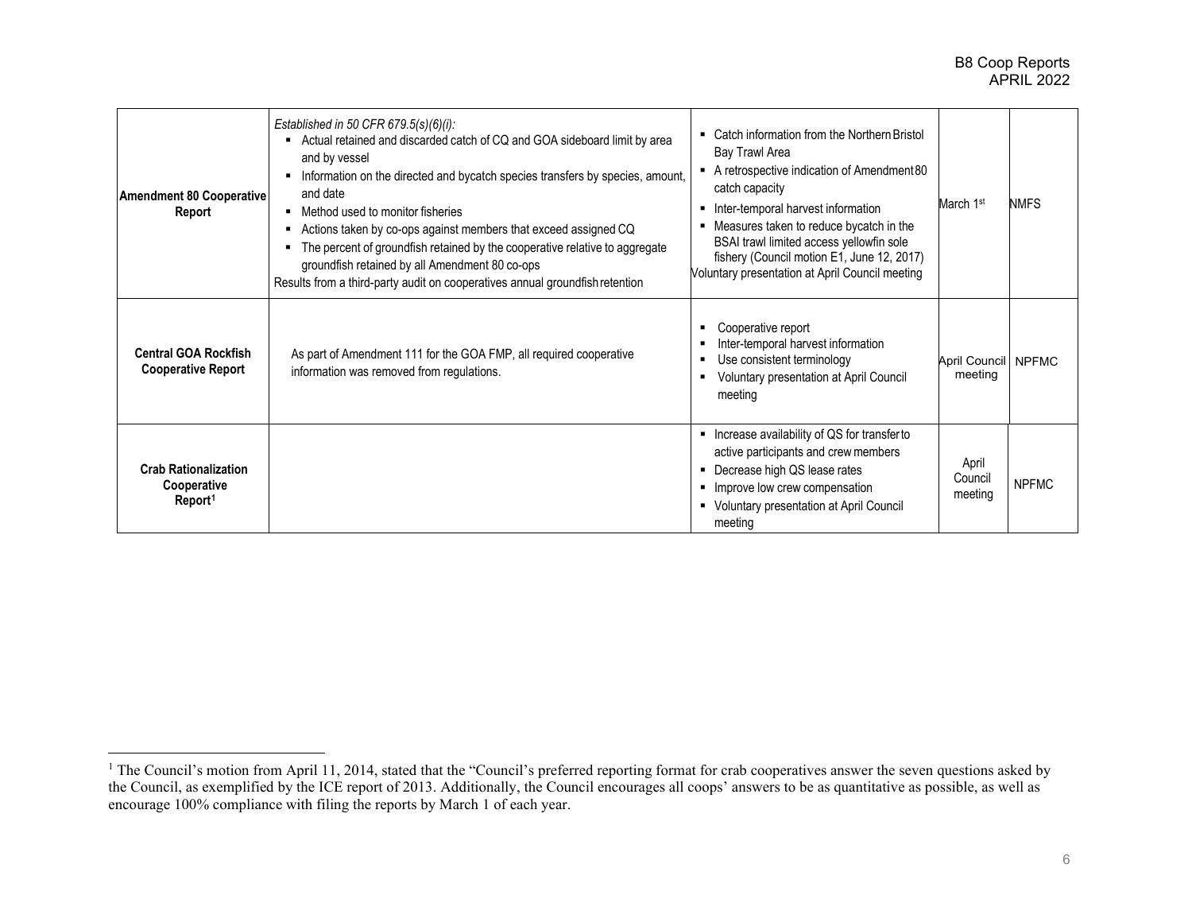| | | | | |
|---|---|---|---|---|
| **Amendment 80 Cooperative Report** | *Established in 50 CFR 679.5(s)(6)(i):*<br>▪ Actual retained and discarded catch of CQ and GOA sideboard limit by area and by vessel<br>▪ Information on the directed and bycatch species transfers by species, amount, and date<br>▪ Method used to monitor fisheries<br>▪ Actions taken by co-ops against members that exceed assigned CQ<br>▪ The percent of groundfish retained by the cooperative relative to aggregate groundfish retained by all Amendment 80 co-ops<br>Results from a third-party audit on cooperatives annual groundfish retention | ▪ Catch information from the Northern Bristol Bay Trawl Area<br>▪ A retrospective indication of Amendment 80 catch capacity<br>▪ Inter-temporal harvest information<br>▪ Measures taken to reduce bycatch in the BSAI trawl limited access yellowfin sole fishery (Council motion E1, June 12, 2017)<br>Voluntary presentation at April Council meeting | March 1st | NMFS |
| **Central GOA Rockfish Cooperative Report** | As part of Amendment 111 for the GOA FMP, all required cooperative information was removed from regulations. | ▪ Cooperative report<br>▪ Inter-temporal harvest information<br>▪ Use consistent terminology<br>▪ Voluntary presentation at April Council meeting | April Council meeting | NPFMC |
| **Crab Rationalization Cooperative Report**[1] | | ▪ Increase availability of QS for transfer to active participants and crew members<br>▪ Decrease high QS lease rates<br>▪ Improve low crew compensation<br>▪ Voluntary presentation at April Council meeting | April Council meeting | NPFMC |

[1] The Council's motion from April 11, 2014, stated that the "Council's preferred reporting format for crab cooperatives answer the seven questions asked by the Council, as exemplified by the ICE report of 2013. Additionally, the Council encourages all coops' answers to be as quantitative as possible, as well as encourage 100% compliance with filing the reports by March 1 of each year.